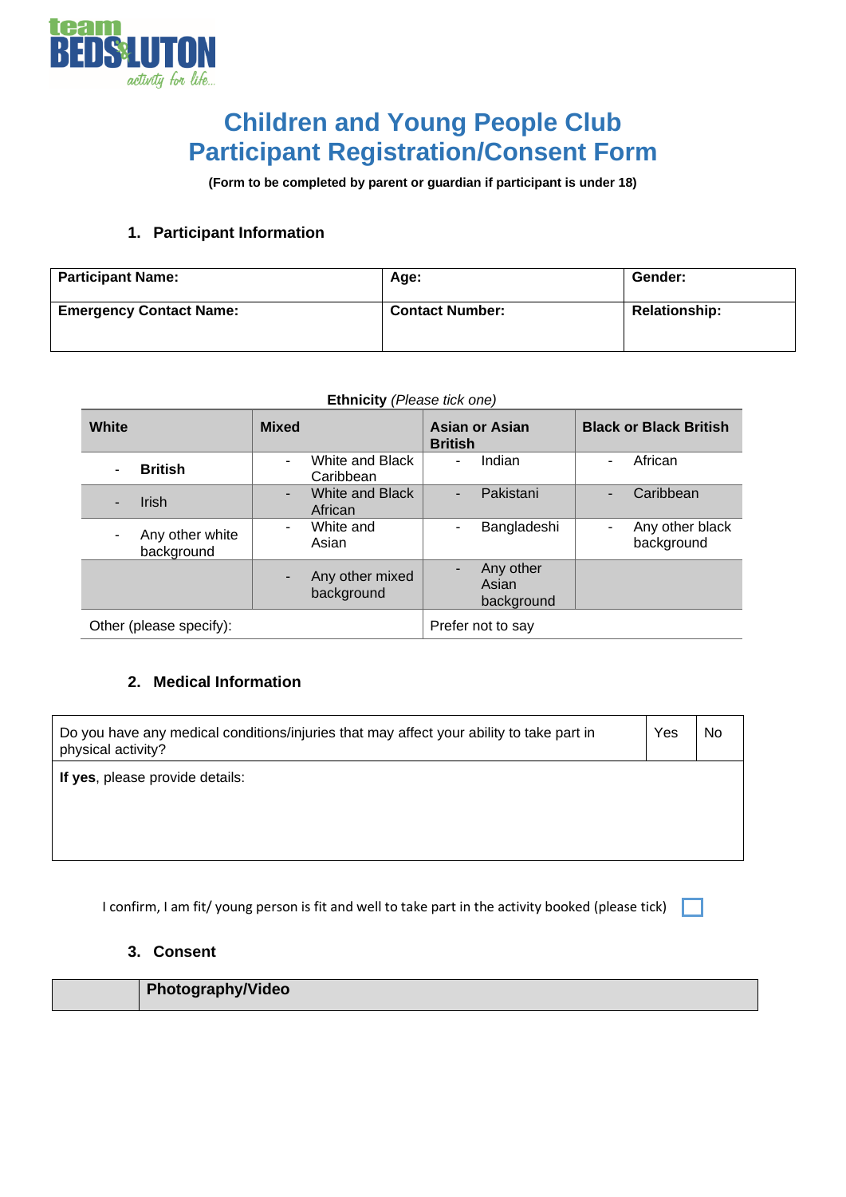team BEDS&LUTON
activity for life...

# Children and Young People Club Participant Registration/Consent Form

**(Form to be completed by parent or guardian if participant is under 18)**

## 1. Participant Information

| **Participant Name:** | **Age:** | **Gender:** |
|---|---|---|
| **Emergency Contact Name:** | **Contact Number:** | **Relationship:** |

**Ethnicity** *(Please tick one)*

| **White** | **Mixed** | **Asian or Asian British** | **Black or Black British** |
|---|---|---|---|
| - **British** | - White and Black Caribbean | - Indian | - African |
| - Irish | - White and Black African | - Pakistani | - Caribbean |
| - Any other white background | - White and Asian | - Bangladeshi | - Any other black background |
| | - Any other mixed background | - Any other Asian background | |
| Other (please specify): | | Prefer not to say | |

## 2. Medical Information

| Do you have any medical conditions/injuries that may affect your ability to take part in physical activity? | Yes | No |
|---|---|---|
| **If yes**, please provide details: | | |

I confirm, I am fit/ young person is fit and well to take part in the activity booked (please tick) ☐

## 3. Consent

| | **Photography/Video** |
|---|---|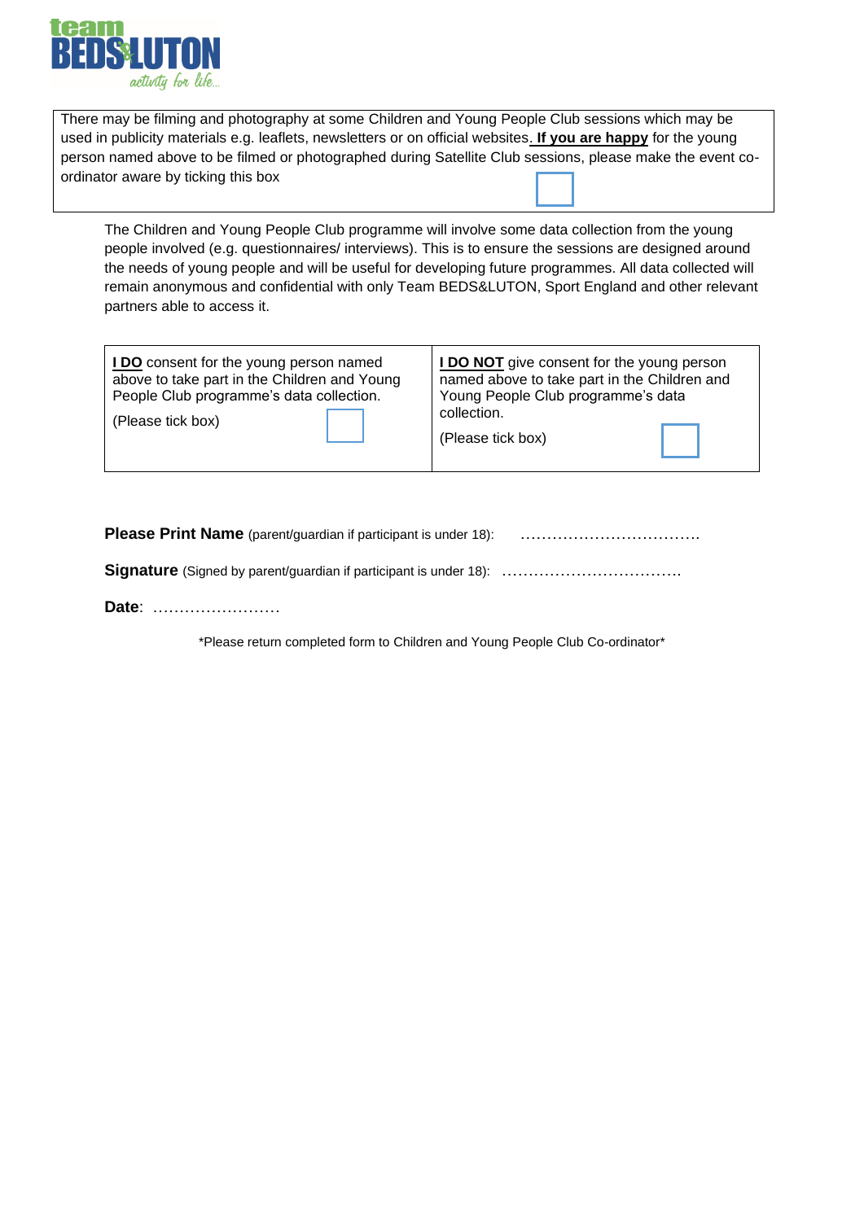There may be filming and photography at some Children and Young People Club sessions which may be used in publicity materials e.g. leaflets, newsletters or on official websites. **<u>If you are happy</u>** for the young person named above to be filmed or photographed during Satellite Club sessions, please make the event co-ordinator aware by ticking this box ☐

The Children and Young People Club programme will involve some data collection from the young people involved (e.g. questionnaires/ interviews). This is to ensure the sessions are designed around the needs of young people and will be useful for developing future programmes. All data collected will remain anonymous and confidential with only Team BEDS&LUTON, Sport England and other relevant partners able to access it.

| | |
|---|---|
| **<u>I DO</u>** consent for the young person named above to take part in the Children and Young People Club programme's data collection. (Please tick box) ☐ | **<u>I DO NOT</u>** give consent for the young person named above to take part in the Children and Young People Club programme's data collection. (Please tick box) ☐ |

**Please Print Name** (parent/guardian if participant is under 18): ……………………………

**Signature** (Signed by parent/guardian if participant is under 18): …………………………….

**Date**: ……………………

*Please return completed form to Children and Young People Club Co-ordinator*